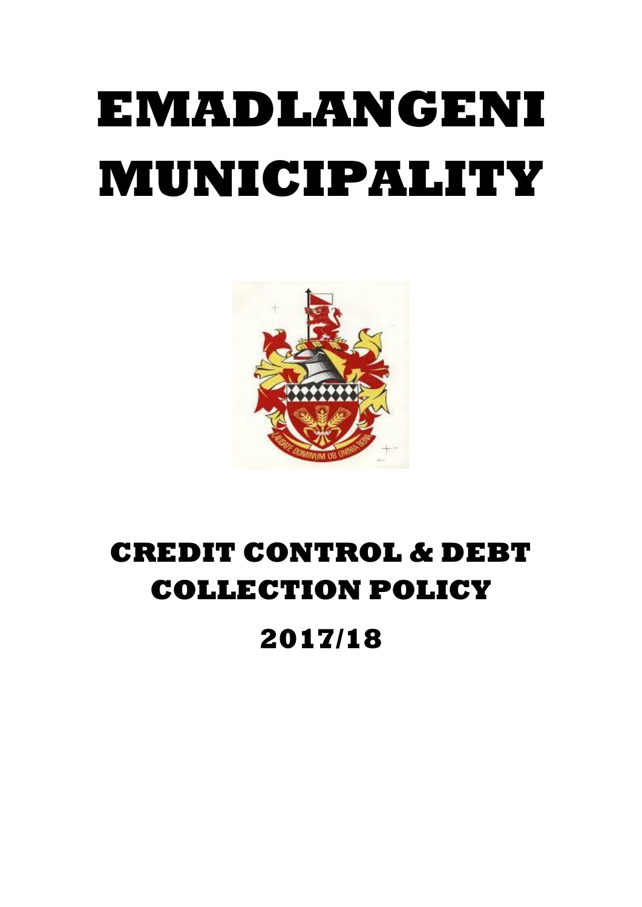# EMADLANGENI MUNICIPALITY

# CREDIT CONTROL & DEBT COLLECTION POLICY

# 2017/18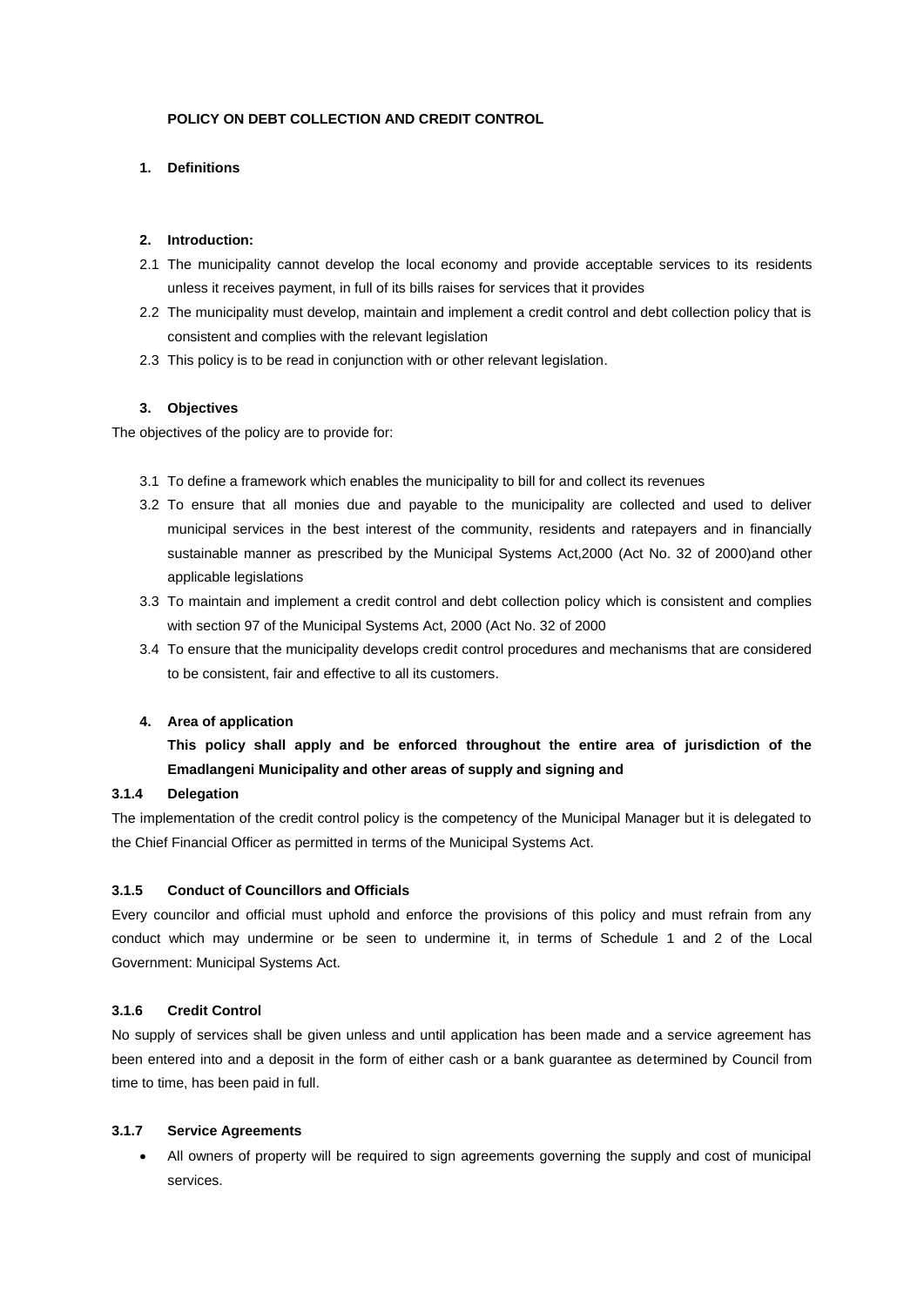**POLICY ON DEBT COLLECTION AND CREDIT CONTROL**

**1. Definitions**

**2. Introduction:**

2.1 The municipality cannot develop the local economy and provide acceptable services to its residents unless it receives payment, in full of its bills raises for services that it provides

2.2 The municipality must develop, maintain and implement a credit control and debt collection policy that is consistent and complies with the relevant legislation

2.3 This policy is to be read in conjunction with or other relevant legislation.

**3. Objectives**

The objectives of the policy are to provide for:

3.1 To define a framework which enables the municipality to bill for and collect its revenues

3.2 To ensure that all monies due and payable to the municipality are collected and used to deliver municipal services in the best interest of the community, residents and ratepayers and in financially sustainable manner as prescribed by the Municipal Systems Act,2000 (Act No. 32 of 2000)and other applicable legislations

3.3 To maintain and implement a credit control and debt collection policy which is consistent and complies with section 97 of the Municipal Systems Act, 2000 (Act No. 32 of 2000

3.4 To ensure that the municipality develops credit control procedures and mechanisms that are considered to be consistent, fair and effective to all its customers.

**4. Area of application**

**This policy shall apply and be enforced throughout the entire area of jurisdiction of the Emadlangeni Municipality and other areas of supply and signing and**

**3.1.4 Delegation**

The implementation of the credit control policy is the competency of the Municipal Manager but it is delegated to the Chief Financial Officer as permitted in terms of the Municipal Systems Act.

**3.1.5 Conduct of Councillors and Officials**

Every councilor and official must uphold and enforce the provisions of this policy and must refrain from any conduct which may undermine or be seen to undermine it, in terms of Schedule 1 and 2 of the Local Government: Municipal Systems Act.

**3.1.6 Credit Control**

No supply of services shall be given unless and until application has been made and a service agreement has been entered into and a deposit in the form of either cash or a bank guarantee as determined by Council from time to time, has been paid in full.

**3.1.7 Service Agreements**

- All owners of property will be required to sign agreements governing the supply and cost of municipal services.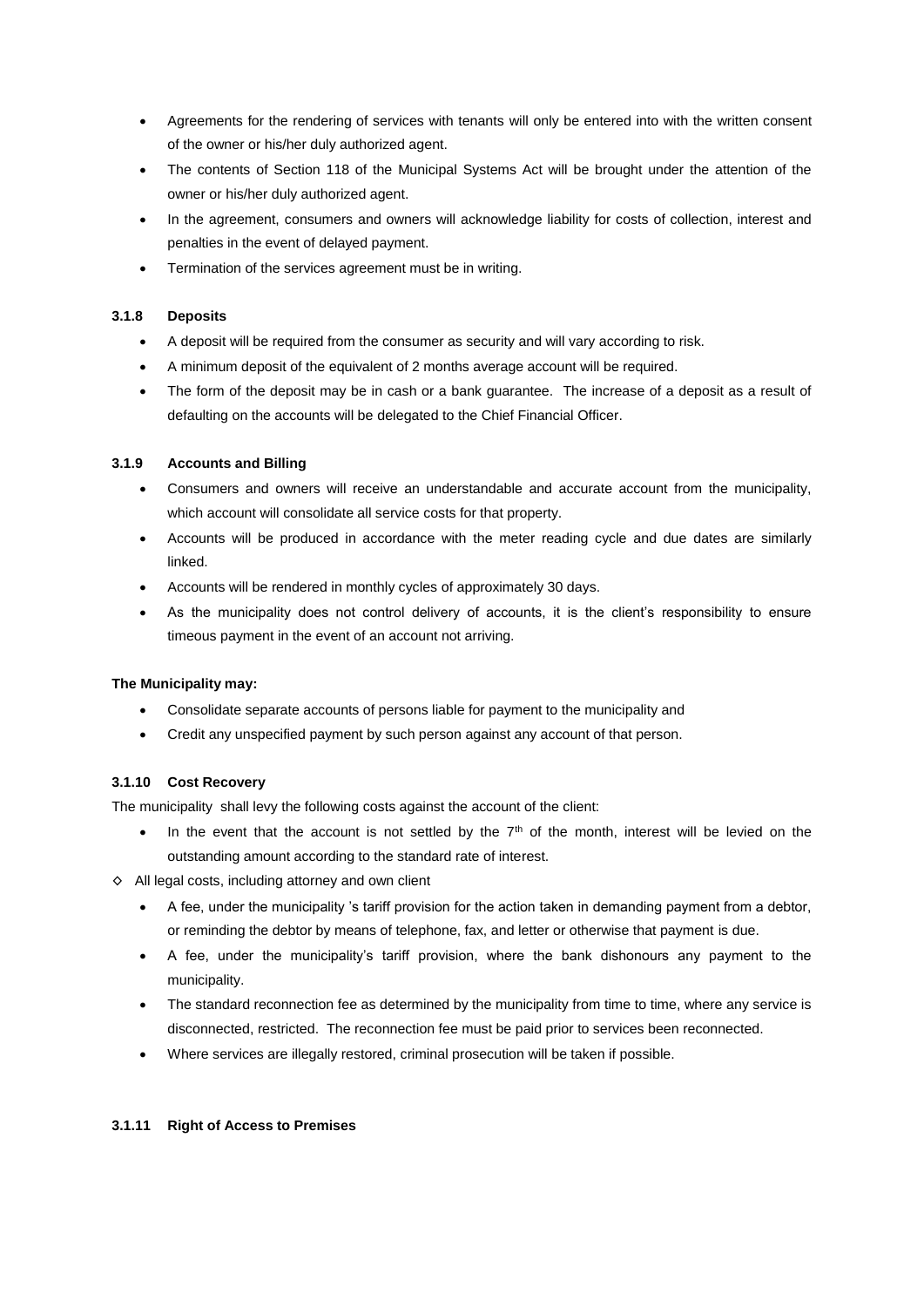- Agreements for the rendering of services with tenants will only be entered into with the written consent of the owner or his/her duly authorized agent.
- The contents of Section 118 of the Municipal Systems Act will be brought under the attention of the owner or his/her duly authorized agent.
- In the agreement, consumers and owners will acknowledge liability for costs of collection, interest and penalties in the event of delayed payment.
- Termination of the services agreement must be in writing.

#### 3.1.8 Deposits

- A deposit will be required from the consumer as security and will vary according to risk.
- A minimum deposit of the equivalent of 2 months average account will be required.
- The form of the deposit may be in cash or a bank guarantee. The increase of a deposit as a result of defaulting on the accounts will be delegated to the Chief Financial Officer.

#### 3.1.9 Accounts and Billing

- Consumers and owners will receive an understandable and accurate account from the municipality, which account will consolidate all service costs for that property.
- Accounts will be produced in accordance with the meter reading cycle and due dates are similarly linked.
- Accounts will be rendered in monthly cycles of approximately 30 days.
- As the municipality does not control delivery of accounts, it is the client's responsibility to ensure timeous payment in the event of an account not arriving.

**The Municipality may:**

- Consolidate separate accounts of persons liable for payment to the municipality and
- Credit any unspecified payment by such person against any account of that person.

#### 3.1.10 Cost Recovery

The municipality shall levy the following costs against the account of the client:

- In the event that the account is not settled by the 7th of the month, interest will be levied on the outstanding amount according to the standard rate of interest.

◇ All legal costs, including attorney and own client

- A fee, under the municipality 's tariff provision for the action taken in demanding payment from a debtor, or reminding the debtor by means of telephone, fax, and letter or otherwise that payment is due.
- A fee, under the municipality's tariff provision, where the bank dishonours any payment to the municipality.
- The standard reconnection fee as determined by the municipality from time to time, where any service is disconnected, restricted. The reconnection fee must be paid prior to services been reconnected.
- Where services are illegally restored, criminal prosecution will be taken if possible.

#### 3.1.11 Right of Access to Premises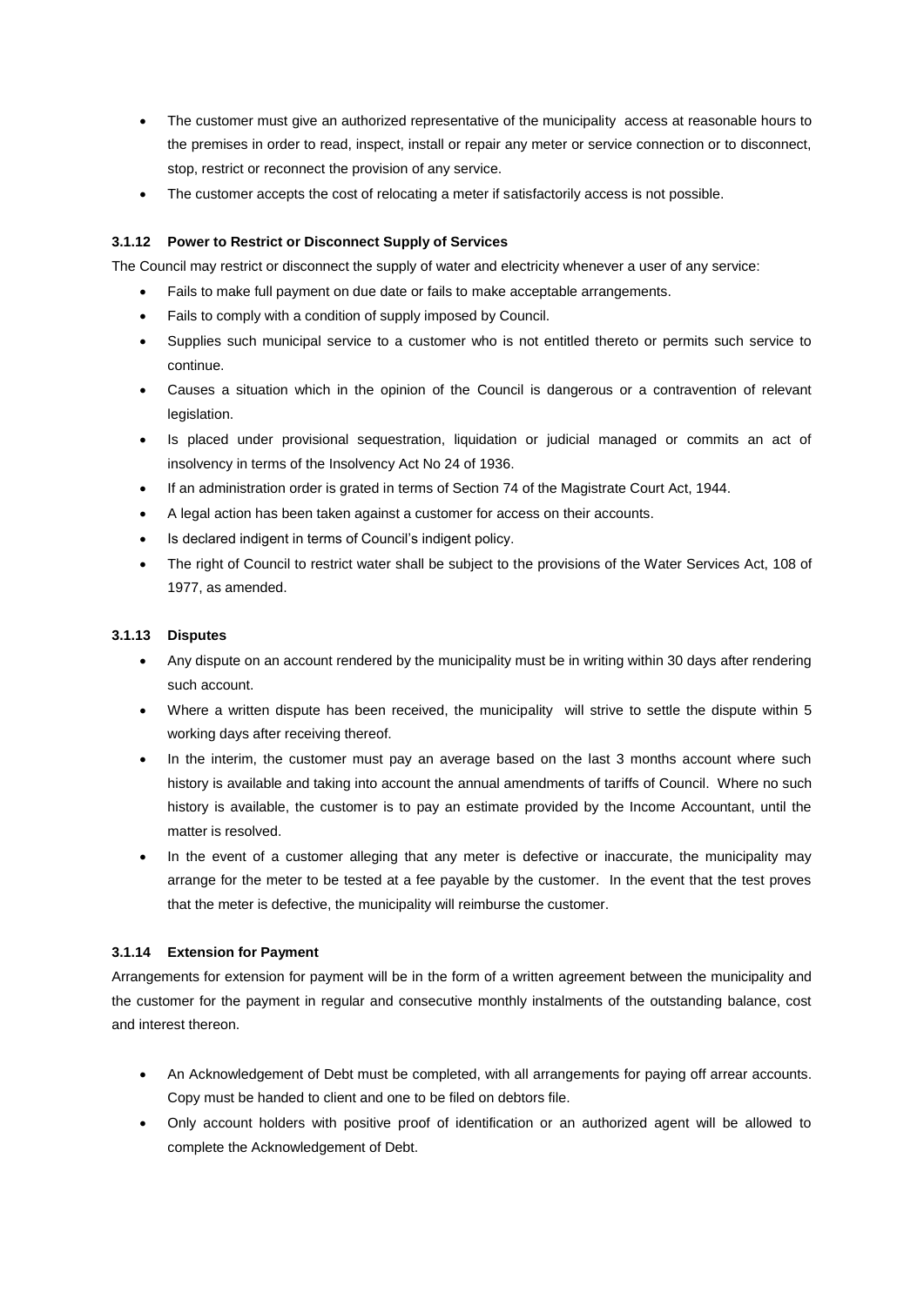- The customer must give an authorized representative of the municipality access at reasonable hours to the premises in order to read, inspect, install or repair any meter or service connection or to disconnect, stop, restrict or reconnect the provision of any service.
- The customer accepts the cost of relocating a meter if satisfactorily access is not possible.

#### 3.1.12 Power to Restrict or Disconnect Supply of Services

The Council may restrict or disconnect the supply of water and electricity whenever a user of any service:

- Fails to make full payment on due date or fails to make acceptable arrangements.
- Fails to comply with a condition of supply imposed by Council.
- Supplies such municipal service to a customer who is not entitled thereto or permits such service to continue.
- Causes a situation which in the opinion of the Council is dangerous or a contravention of relevant legislation.
- Is placed under provisional sequestration, liquidation or judicial managed or commits an act of insolvency in terms of the Insolvency Act No 24 of 1936.
- If an administration order is grated in terms of Section 74 of the Magistrate Court Act, 1944.
- A legal action has been taken against a customer for access on their accounts.
- Is declared indigent in terms of Council's indigent policy.
- The right of Council to restrict water shall be subject to the provisions of the Water Services Act, 108 of 1977, as amended.

#### 3.1.13 Disputes

- Any dispute on an account rendered by the municipality must be in writing within 30 days after rendering such account.
- Where a written dispute has been received, the municipality will strive to settle the dispute within 5 working days after receiving thereof.
- In the interim, the customer must pay an average based on the last 3 months account where such history is available and taking into account the annual amendments of tariffs of Council. Where no such history is available, the customer is to pay an estimate provided by the Income Accountant, until the matter is resolved.
- In the event of a customer alleging that any meter is defective or inaccurate, the municipality may arrange for the meter to be tested at a fee payable by the customer. In the event that the test proves that the meter is defective, the municipality will reimburse the customer.

#### 3.1.14 Extension for Payment

Arrangements for extension for payment will be in the form of a written agreement between the municipality and the customer for the payment in regular and consecutive monthly instalments of the outstanding balance, cost and interest thereon.

- An Acknowledgement of Debt must be completed, with all arrangements for paying off arrear accounts. Copy must be handed to client and one to be filed on debtors file.
- Only account holders with positive proof of identification or an authorized agent will be allowed to complete the Acknowledgement of Debt.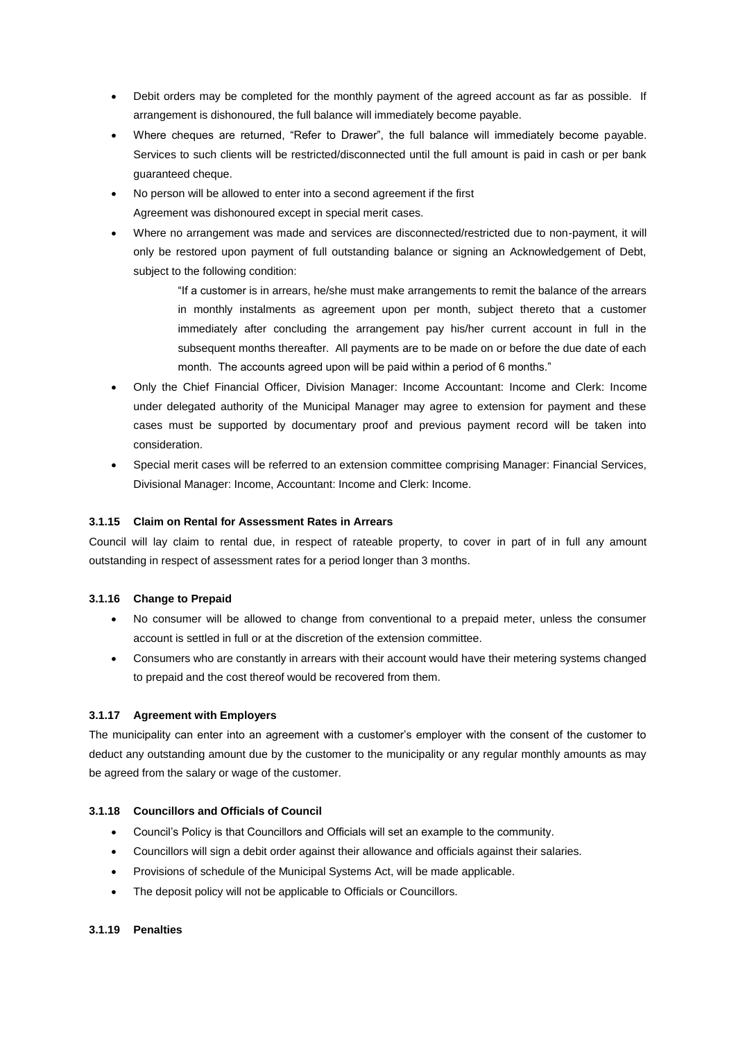- Debit orders may be completed for the monthly payment of the agreed account as far as possible. If arrangement is dishonoured, the full balance will immediately become payable.
- Where cheques are returned, "Refer to Drawer", the full balance will immediately become payable. Services to such clients will be restricted/disconnected until the full amount is paid in cash or per bank guaranteed cheque.
- No person will be allowed to enter into a second agreement if the first Agreement was dishonoured except in special merit cases.
- Where no arrangement was made and services are disconnected/restricted due to non-payment, it will only be restored upon payment of full outstanding balance or signing an Acknowledgement of Debt, subject to the following condition:

  > "If a customer is in arrears, he/she must make arrangements to remit the balance of the arrears in monthly instalments as agreement upon per month, subject thereto that a customer immediately after concluding the arrangement pay his/her current account in full in the subsequent months thereafter. All payments are to be made on or before the due date of each month. The accounts agreed upon will be paid within a period of 6 months."

- Only the Chief Financial Officer, Division Manager: Income Accountant: Income and Clerk: Income under delegated authority of the Municipal Manager may agree to extension for payment and these cases must be supported by documentary proof and previous payment record will be taken into consideration.
- Special merit cases will be referred to an extension committee comprising Manager: Financial Services, Divisional Manager: Income, Accountant: Income and Clerk: Income.

#### 3.1.15 Claim on Rental for Assessment Rates in Arrears

Council will lay claim to rental due, in respect of rateable property, to cover in part of in full any amount outstanding in respect of assessment rates for a period longer than 3 months.

#### 3.1.16 Change to Prepaid

- No consumer will be allowed to change from conventional to a prepaid meter, unless the consumer account is settled in full or at the discretion of the extension committee.
- Consumers who are constantly in arrears with their account would have their metering systems changed to prepaid and the cost thereof would be recovered from them.

#### 3.1.17 Agreement with Employers

The municipality can enter into an agreement with a customer's employer with the consent of the customer to deduct any outstanding amount due by the customer to the municipality or any regular monthly amounts as may be agreed from the salary or wage of the customer.

#### 3.1.18 Councillors and Officials of Council

- Council's Policy is that Councillors and Officials will set an example to the community.
- Councillors will sign a debit order against their allowance and officials against their salaries.
- Provisions of schedule of the Municipal Systems Act, will be made applicable.
- The deposit policy will not be applicable to Officials or Councillors.

#### 3.1.19 Penalties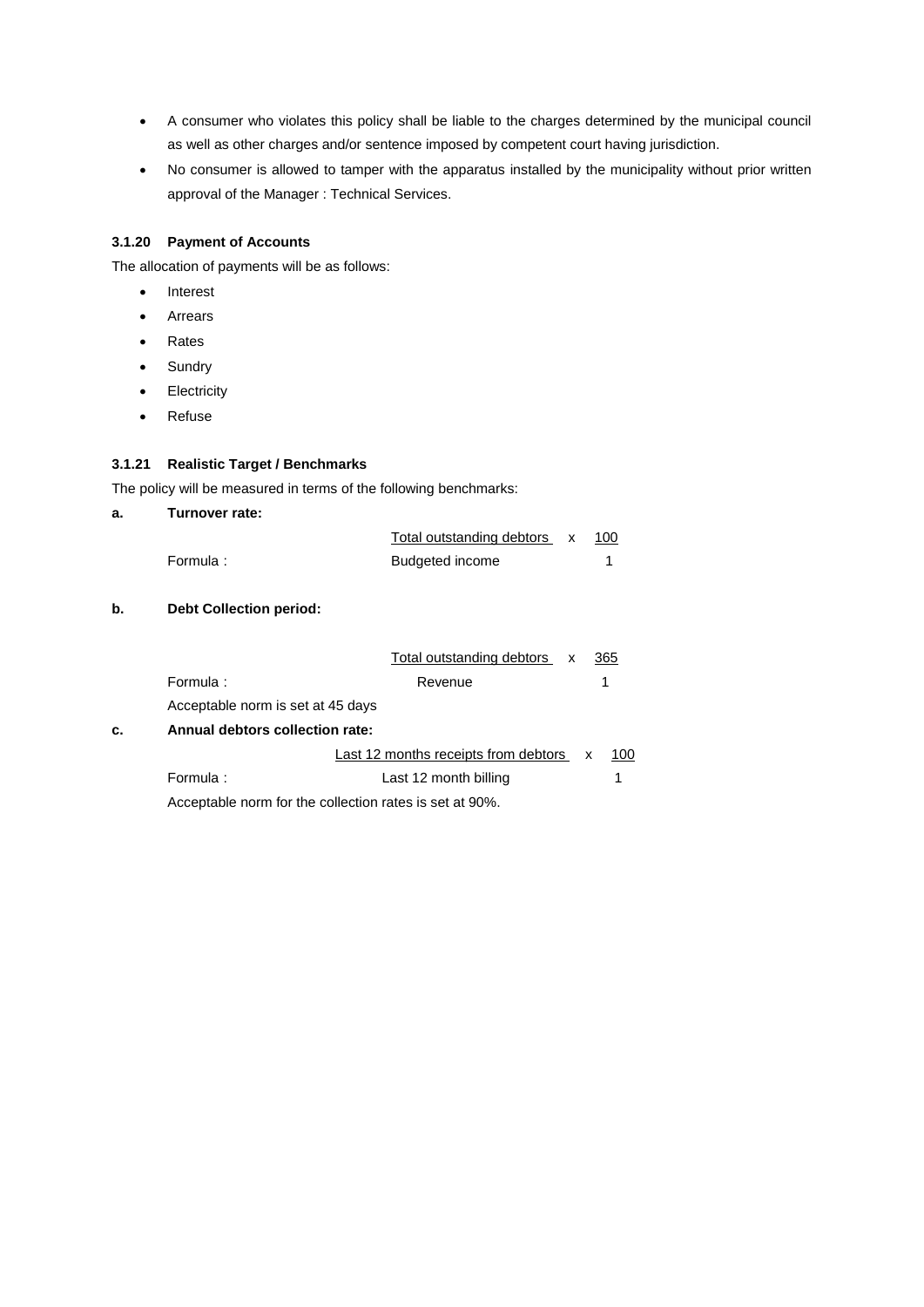- A consumer who violates this policy shall be liable to the charges determined by the municipal council as well as other charges and/or sentence imposed by competent court having jurisdiction.
- No consumer is allowed to tamper with the apparatus installed by the municipality without prior written approval of the Manager : Technical Services.

### 3.1.20 Payment of Accounts

The allocation of payments will be as follows:

- Interest
- Arrears
- Rates
- Sundry
- Electricity
- Refuse

### 3.1.21 Realistic Target / Benchmarks

The policy will be measured in terms of the following benchmarks:

**a. Turnover rate:**

Formula : $$\frac{\text{Total outstanding debtors}}{\text{Budgeted income}} \times \frac{100}{1}$$

**b. Debt Collection period:**

Formula : $$\frac{\text{Total outstanding debtors}}{\text{Revenue}} \times \frac{365}{1}$$

Acceptable norm is set at 45 days

**c. Annual debtors collection rate:**

Formula : $$\frac{\text{Last 12 months receipts from debtors}}{\text{Last 12 month billing}} \times \frac{100}{1}$$

Acceptable norm for the collection rates is set at 90%.